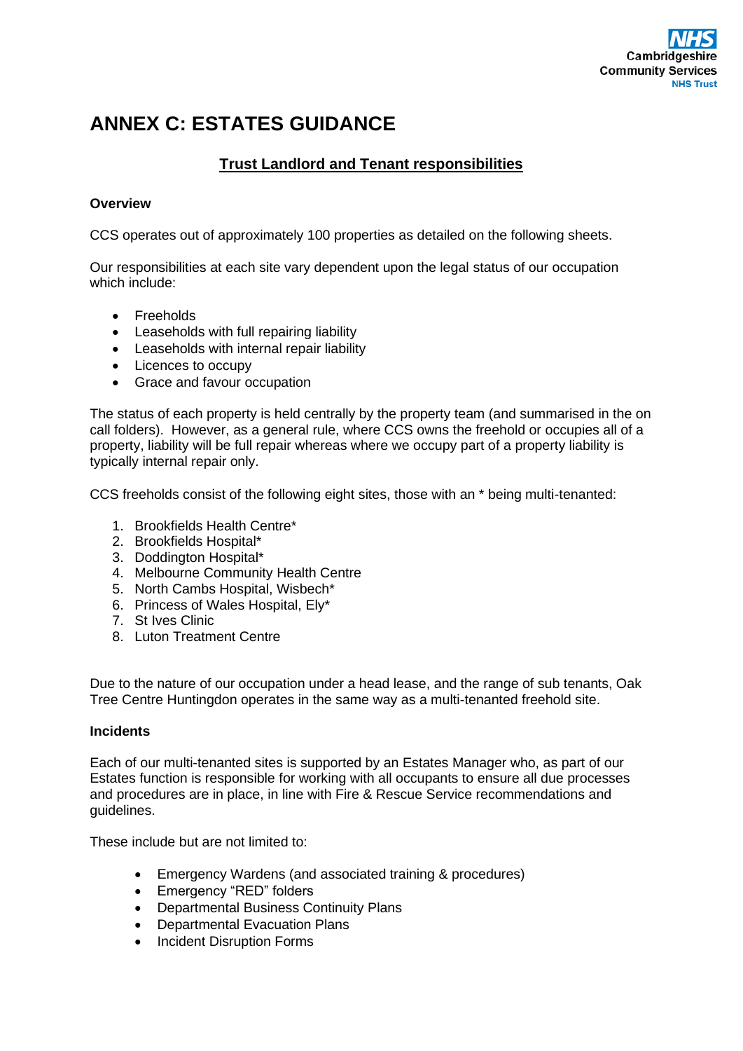# ANNEX C: ESTATES GUIDANCE

## Trust Landlord and Tenant responsibilities

### Overview

CCS operates out of approximately 100 properties as detailed on the following sheets.

Our responsibilities at each site vary dependent upon the legal status of our occupation which include:

- Freeholds
- Leaseholds with full repairing liability
- Leaseholds with internal repair liability
- Licences to occupy
- Grace and favour occupation

The status of each property is held centrally by the property team (and summarised in the on call folders). However, as a general rule, where CCS owns the freehold or occupies all of a property, liability will be full repair whereas where we occupy part of a property liability is typically internal repair only.

CCS freeholds consist of the following eight sites, those with an * being multi-tenanted:

1. Brookfields Health Centre*
2. Brookfields Hospital*
3. Doddington Hospital*
4. Melbourne Community Health Centre
5. North Cambs Hospital, Wisbech*
6. Princess of Wales Hospital, Ely*
7. St Ives Clinic
8. Luton Treatment Centre

Due to the nature of our occupation under a head lease, and the range of sub tenants, Oak Tree Centre Huntingdon operates in the same way as a multi-tenanted freehold site.

### Incidents

Each of our multi-tenanted sites is supported by an Estates Manager who, as part of our Estates function is responsible for working with all occupants to ensure all due processes and procedures are in place, in line with Fire & Rescue Service recommendations and guidelines.

These include but are not limited to:

- Emergency Wardens (and associated training & procedures)
- Emergency “RED” folders
- Departmental Business Continuity Plans
- Departmental Evacuation Plans
- Incident Disruption Forms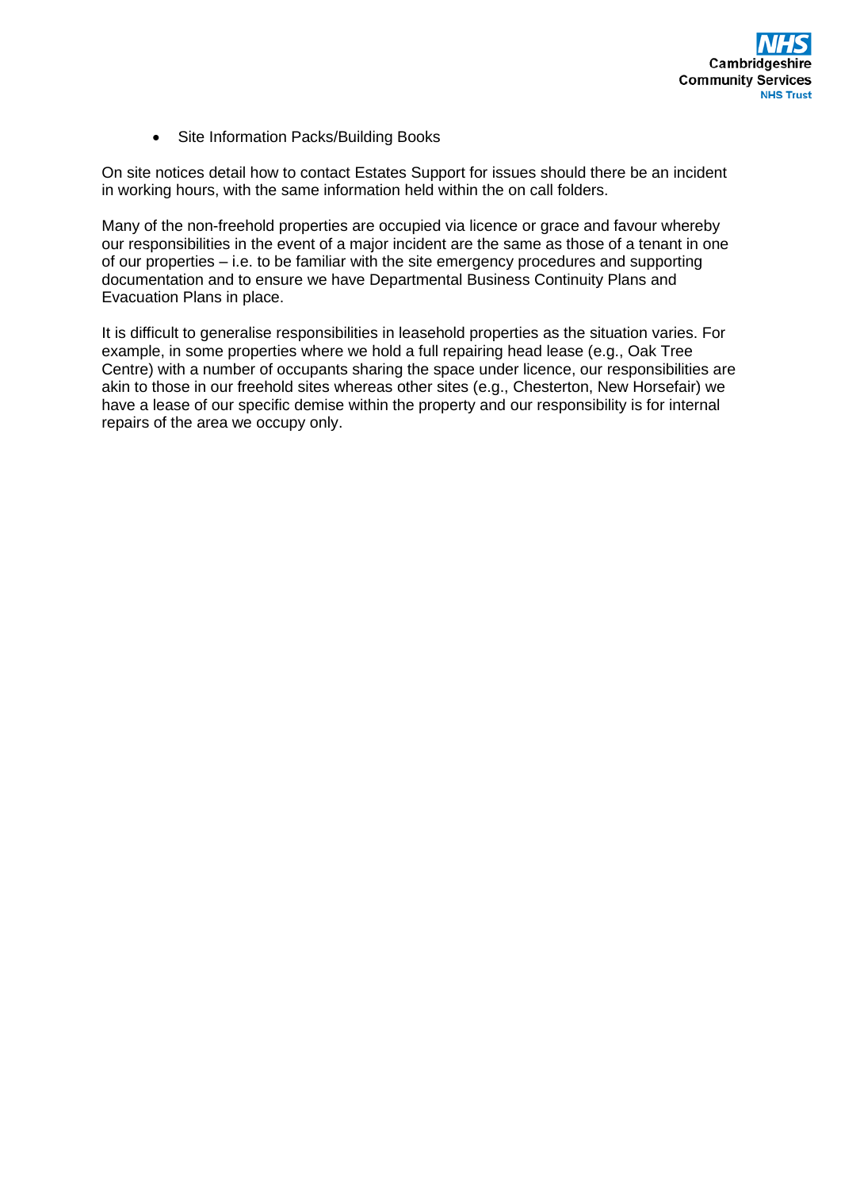- Site Information Packs/Building Books

On site notices detail how to contact Estates Support for issues should there be an incident in working hours, with the same information held within the on call folders.

Many of the non-freehold properties are occupied via licence or grace and favour whereby our responsibilities in the event of a major incident are the same as those of a tenant in one of our properties – i.e. to be familiar with the site emergency procedures and supporting documentation and to ensure we have Departmental Business Continuity Plans and Evacuation Plans in place.

It is difficult to generalise responsibilities in leasehold properties as the situation varies. For example, in some properties where we hold a full repairing head lease (e.g., Oak Tree Centre) with a number of occupants sharing the space under licence, our responsibilities are akin to those in our freehold sites whereas other sites (e.g., Chesterton, New Horsefair) we have a lease of our specific demise within the property and our responsibility is for internal repairs of the area we occupy only.